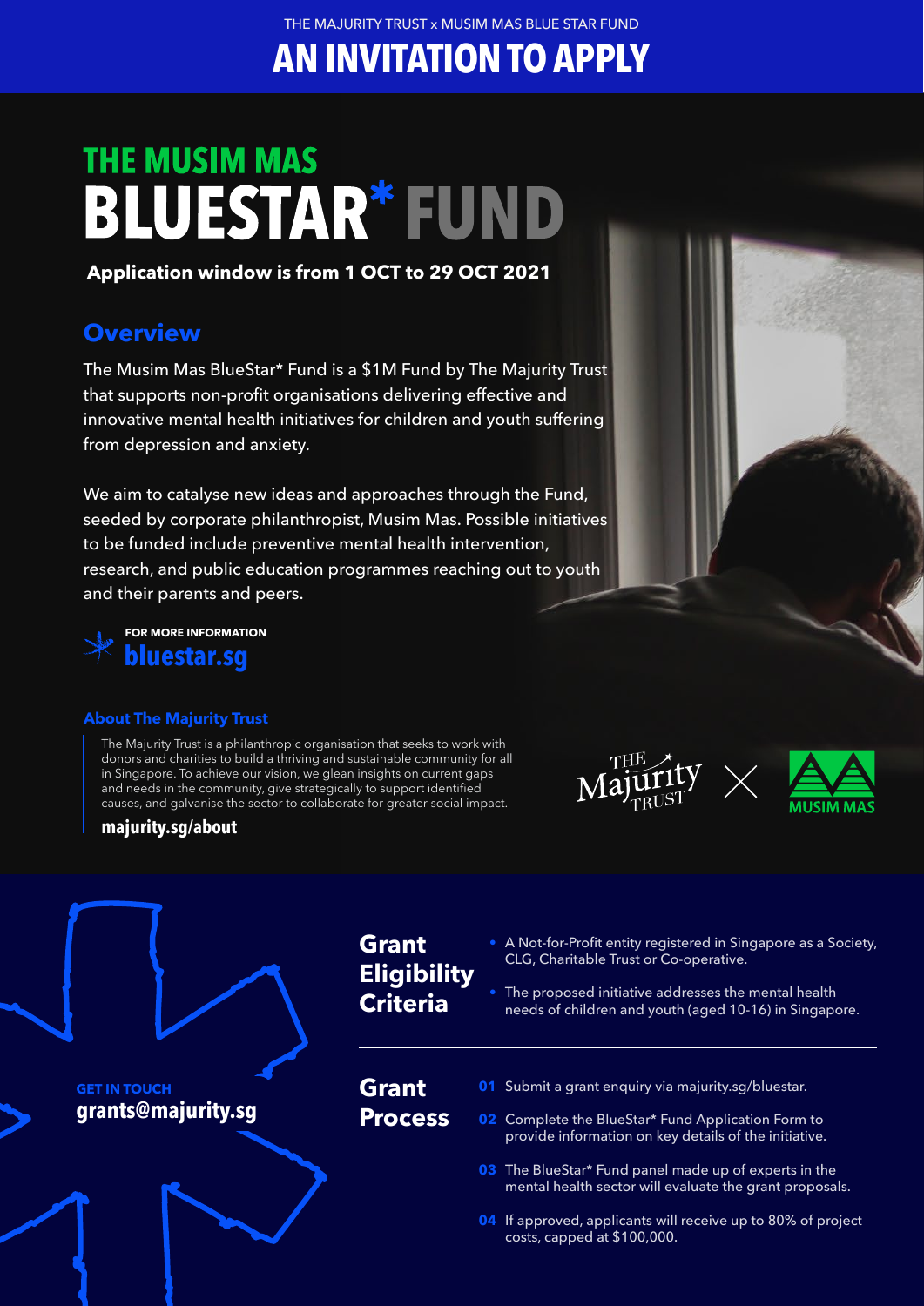THE MAJURITY TRUST x MUSIM MAS BLUE STAR FUND

# AN INVITATION TO APPLY

# THE MUSIM MAS BLUESTAR* FUND

**Application window is from 1 OCT to 29 OCT 2021**

## Overview

The Musim Mas BlueStar* Fund is a $1M Fund by The Majurity Trust that supports non-profit organisations delivering effective and innovative mental health initiatives for children and youth suffering from depression and anxiety.

We aim to catalyse new ideas and approaches through the Fund, seeded by corporate philanthropist, Musim Mas. Possible initiatives to be funded include preventive mental health intervention, research, and public education programmes reaching out to youth and their parents and peers.

**FOR MORE INFORMATION**
**bluestar.sg**

### About The Majurity Trust

The Majurity Trust is a philanthropic organisation that seeks to work with donors and charities to build a thriving and sustainable community for all in Singapore. To achieve our vision, we glean insights on current gaps and needs in the community, give strategically to support identified causes, and galvanise the sector to collaborate for greater social impact.

**majurity.sg/about**

THE Majurity TRUST × MUSIM MAS

## Grant Eligibility Criteria

- A Not-for-Profit entity registered in Singapore as a Society, CLG, Charitable Trust or Co-operative.
- The proposed initiative addresses the mental health needs of children and youth (aged 10-16) in Singapore.

## Grant Process

01 Submit a grant enquiry via majurity.sg/bluestar.

02 Complete the BlueStar* Fund Application Form to provide information on key details of the initiative.

03 The BlueStar* Fund panel made up of experts in the mental health sector will evaluate the grant proposals.

04 If approved, applicants will receive up to 80% of project costs, capped at $100,000.

**GET IN TOUCH**
**grants@majurity.sg**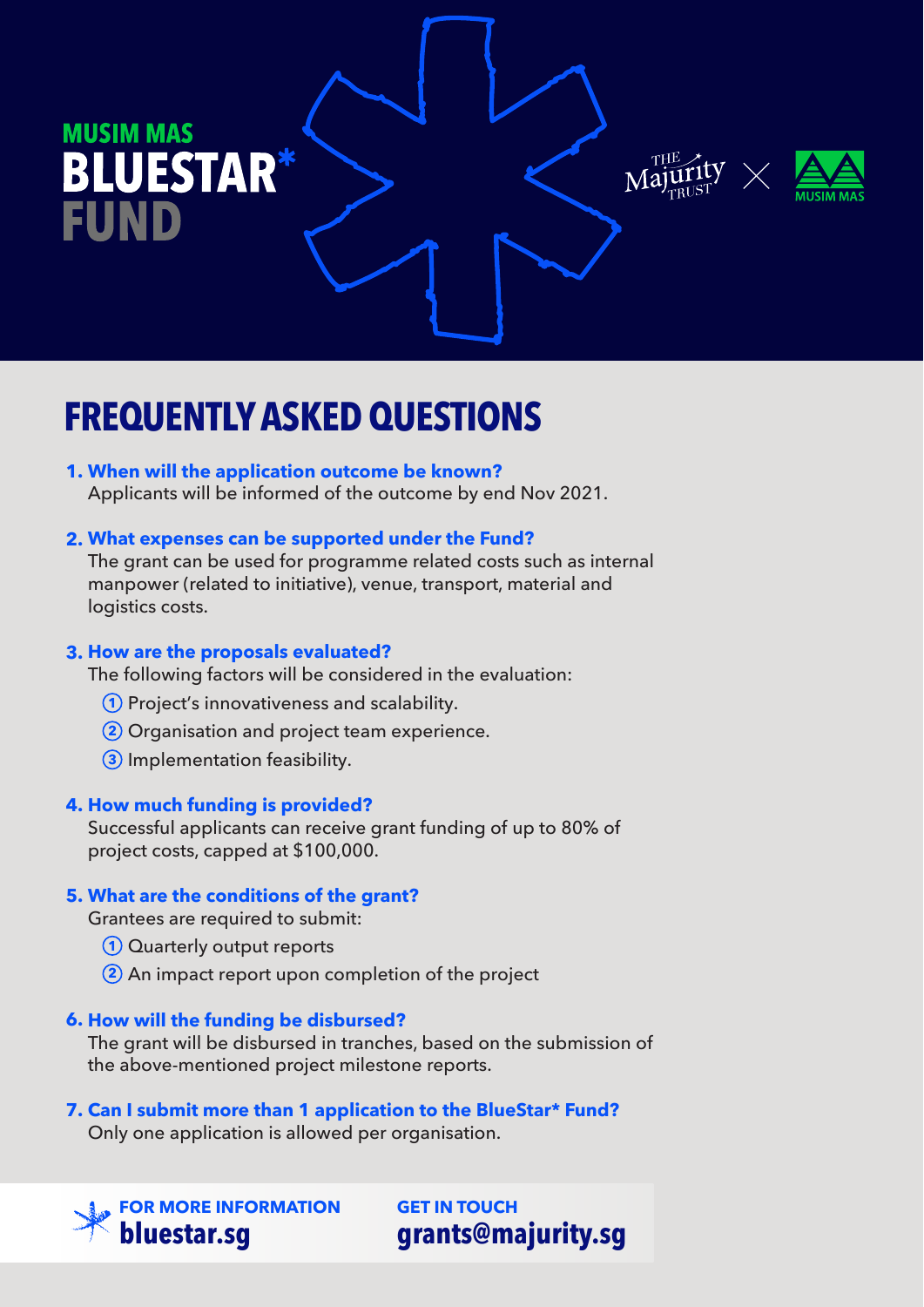MUSIM MAS
BLUESTAR*
FUND

THE Majurity TRUST × MUSIM MAS

# FREQUENTLY ASKED QUESTIONS

**1. When will the application outcome be known?**
Applicants will be informed of the outcome by end Nov 2021.

**2. What expenses can be supported under the Fund?**
The grant can be used for programme related costs such as internal manpower (related to initiative), venue, transport, material and logistics costs.

**3. How are the proposals evaluated?**
The following factors will be considered in the evaluation:

1. Project's innovativeness and scalability.
2. Organisation and project team experience.
3. Implementation feasibility.

**4. How much funding is provided?**
Successful applicants can receive grant funding of up to 80% of project costs, capped at $100,000.

**5. What are the conditions of the grant?**
Grantees are required to submit:

1. Quarterly output reports
2. An impact report upon completion of the project

**6. How will the funding be disbursed?**
The grant will be disbursed in tranches, based on the submission of the above-mentioned project milestone reports.

**7. Can I submit more than 1 application to the BlueStar* Fund?**
Only one application is allowed per organisation.

**FOR MORE INFORMATION**
**bluestar.sg**

**GET IN TOUCH**
**grants@majurity.sg**